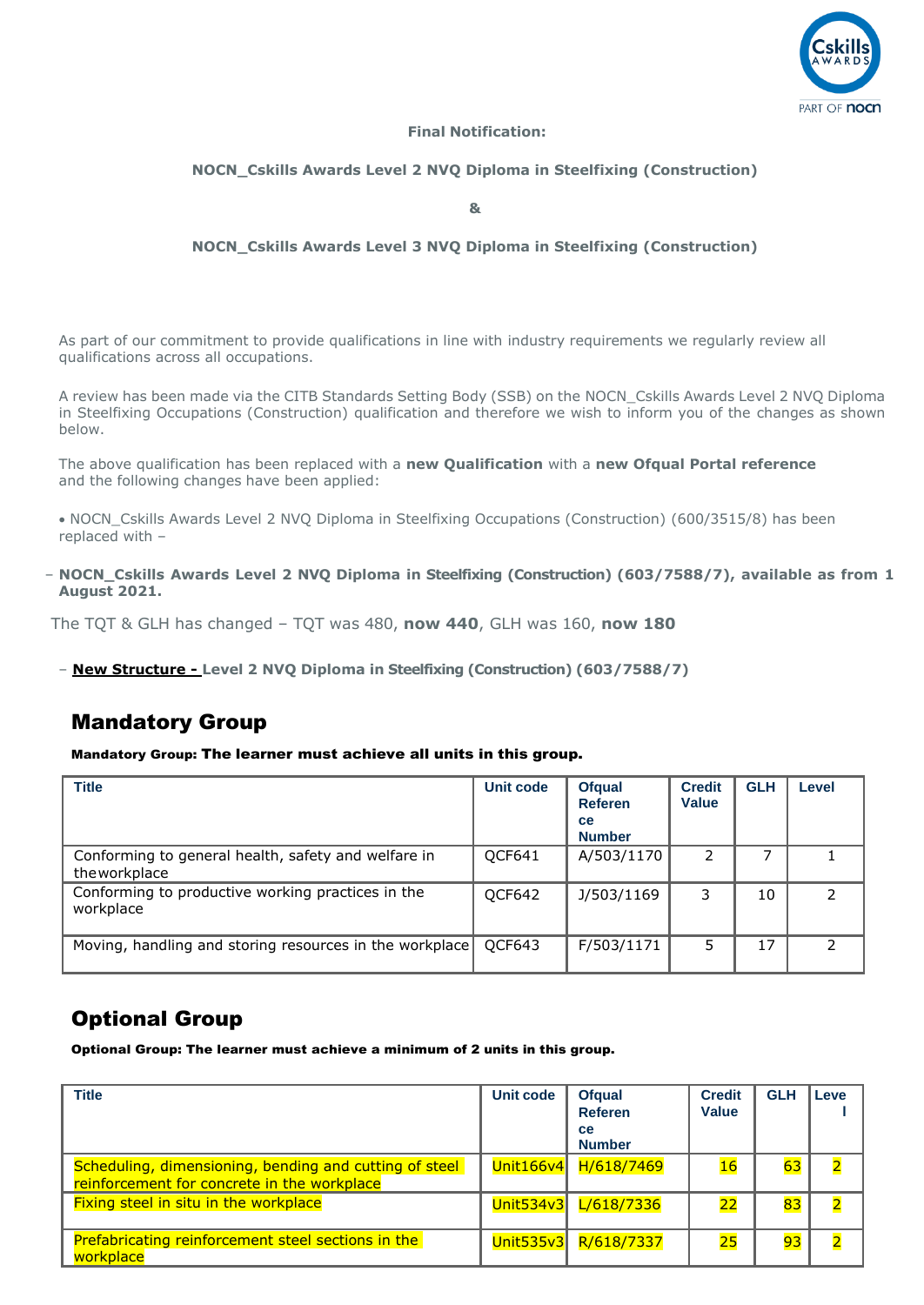**Final Notification:**

**NOCN_Cskills Awards Level 2 NVQ Diploma in Steelfixing (Construction)**

**&**

**NOCN_Cskills Awards Level 3 NVQ Diploma in Steelfixing (Construction)**

As part of our commitment to provide qualifications in line with industry requirements we regularly review all qualifications across all occupations.

A review has been made via the CITB Standards Setting Body (SSB) on the NOCN_Cskills Awards Level 2 NVQ Diploma in Steelfixing Occupations (Construction) qualification and therefore we wish to inform you of the changes as shown below.

The above qualification has been replaced with a **new Qualification** with a **new Ofqual Portal reference** and the following changes have been applied:

- NOCN_Cskills Awards Level 2 NVQ Diploma in Steelfixing Occupations (Construction) (600/3515/8) has been replaced with –

– **NOCN_Cskills Awards Level 2 NVQ Diploma in Steelfixing (Construction) (603/7588/7), available as from 1 August 2021.**

The TQT & GLH has changed – TQT was 480, **now 440**, GLH was 160, **now 180**

– **New Structure - Level 2 NVQ Diploma in Steelfixing (Construction) (603/7588/7)**

## Mandatory Group

**Mandatory Group: The learner must achieve all units in this group.**

| Title | Unit code | Ofqual Reference Number | Credit Value | GLH | Level |
|---|---|---|---|---|---|
| Conforming to general health, safety and welfare in the workplace | QCF641 | A/503/1170 | 2 | 7 | 1 |
| Conforming to productive working practices in the workplace | QCF642 | J/503/1169 | 3 | 10 | 2 |
| Moving, handling and storing resources in the workplace | QCF643 | F/503/1171 | 5 | 17 | 2 |

## Optional Group

**Optional Group: The learner must achieve a minimum of 2 units in this group.**

| Title | Unit code | Ofqual Reference Number | Credit Value | GLH | Level |
|---|---|---|---|---|---|
| Scheduling, dimensioning, bending and cutting of steel reinforcement for concrete in the workplace | Unit166v4 | H/618/7469 | 16 | 63 | 2 |
| Fixing steel in situ in the workplace | Unit534v3 | L/618/7336 | 22 | 83 | 2 |
| Prefabricating reinforcement steel sections in the workplace | Unit535v3 | R/618/7337 | 25 | 93 | 2 |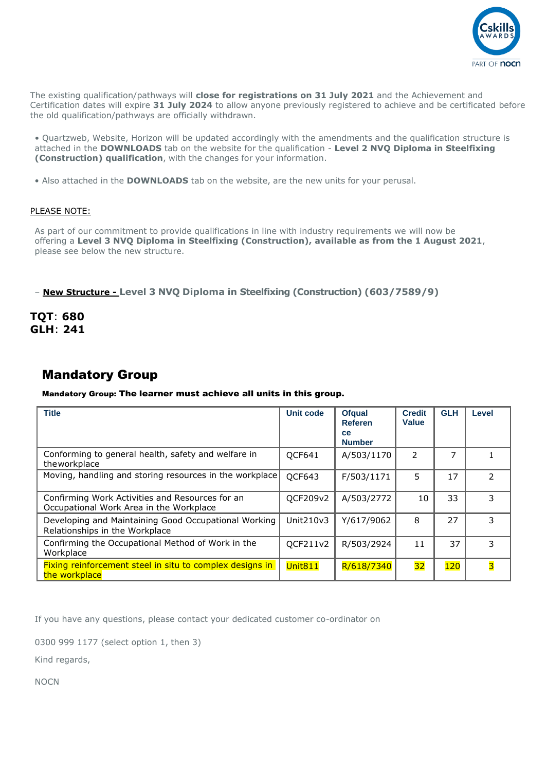The existing qualification/pathways will **close for registrations on 31 July 2021** and the Achievement and Certification dates will expire **31 July 2024** to allow anyone previously registered to achieve and be certificated before the old qualification/pathways are officially withdrawn.

- Quartzweb, Website, Horizon will be updated accordingly with the amendments and the qualification structure is attached in the **DOWNLOADS** tab on the website for the qualification - **Level 2 NVQ Diploma in Steelfixing (Construction) qualification**, with the changes for your information.

- Also attached in the **DOWNLOADS** tab on the website, are the new units for your perusal.

PLEASE NOTE:

As part of our commitment to provide qualifications in line with industry requirements we will now be offering a **Level 3 NVQ Diploma in Steelfixing (Construction), available as from the 1 August 2021**, please see below the new structure.

– **New Structure -** **Level 3 NVQ Diploma in Steelfixing (Construction) (603/7589/9)**

**TQT**: **680**
**GLH**: **241**

## Mandatory Group

**Mandatory Group: The learner must achieve all units in this group.**

| Title | Unit code | Ofqual Reference Number | Credit Value | GLH | Level |
|---|---|---|---|---|---|
| Conforming to general health, safety and welfare in the workplace | QCF641 | A/503/1170 | 2 | 7 | 1 |
| Moving, handling and storing resources in the workplace | QCF643 | F/503/1171 | 5 | 17 | 2 |
| Confirming Work Activities and Resources for an Occupational Work Area in the Workplace | QCF209v2 | A/503/2772 | 10 | 33 | 3 |
| Developing and Maintaining Good Occupational Working Relationships in the Workplace | Unit210v3 | Y/617/9062 | 8 | 27 | 3 |
| Confirming the Occupational Method of Work in the Workplace | QCF211v2 | R/503/2924 | 11 | 37 | 3 |
| Fixing reinforcement steel in situ to complex designs in the workplace | Unit811 | R/618/7340 | 32 | 120 | 3 |

If you have any questions, please contact your dedicated customer co-ordinator on

0300 999 1177 (select option 1, then 3)

Kind regards,

NOCN